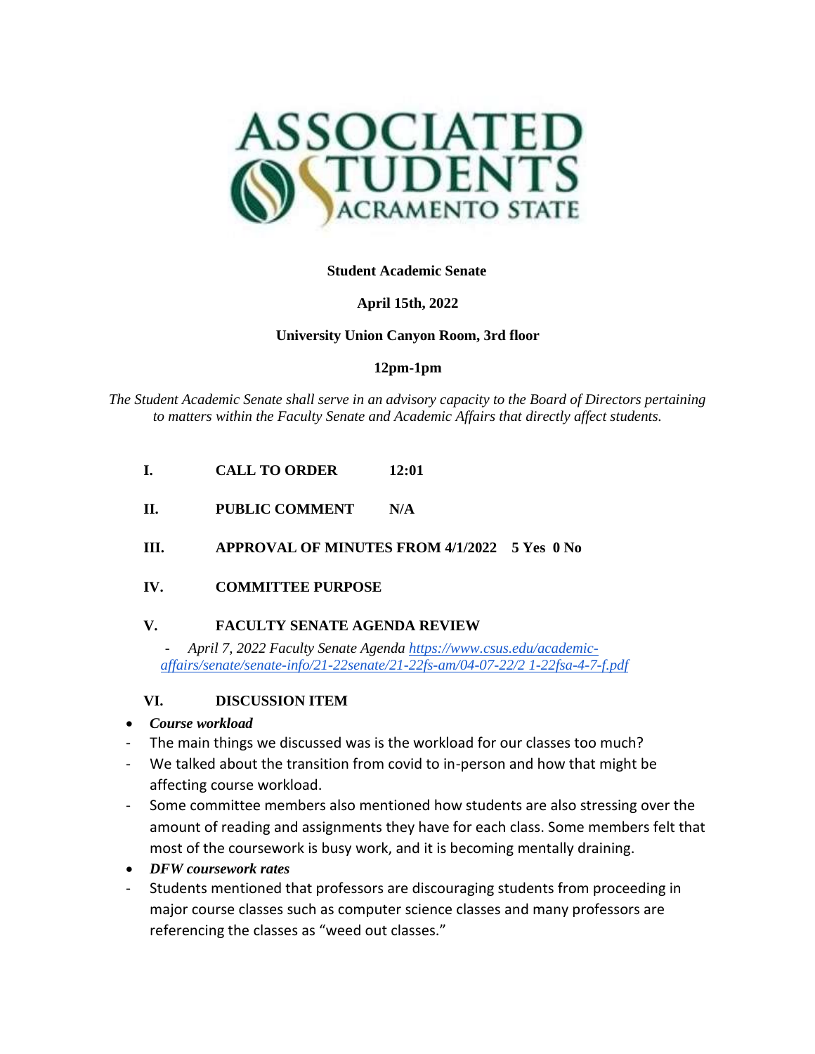ASSOCIATED STUDENTS SACRAMENTO STATE

**Student Academic Senate**

**April 15th, 2022**

**University Union Canyon Room, 3rd floor**

**12pm-1pm**

*The Student Academic Senate shall serve in an advisory capacity to the Board of Directors pertaining to matters within the Faculty Senate and Academic Affairs that directly affect students.*

**I. CALL TO ORDER 12:01**

**II. PUBLIC COMMENT N/A**

**III. APPROVAL OF MINUTES FROM 4/1/2022 5 Yes 0 No**

**IV. COMMITTEE PURPOSE**

**V. FACULTY SENATE AGENDA REVIEW**

- *April 7, 2022 Faculty Senate Agenda [https://www.csus.edu/academic-affairs/senate/senate-info/21-22senate/21-22fs-am/04-07-22/2 1-22fsa-4-7-f.pdf](https://www.csus.edu/academic-affairs/senate/senate-info/21-22senate/21-22fs-am/04-07-22/21-22fsa-4-7-f.pdf)*

**VI. DISCUSSION ITEM**

- ***Course workload***
  - The main things we discussed was is the workload for our classes too much?
  - We talked about the transition from covid to in-person and how that might be affecting course workload.
  - Some committee members also mentioned how students are also stressing over the amount of reading and assignments they have for each class. Some members felt that most of the coursework is busy work, and it is becoming mentally draining.
- ***DFW coursework rates***
  - Students mentioned that professors are discouraging students from proceeding in major course classes such as computer science classes and many professors are referencing the classes as "weed out classes."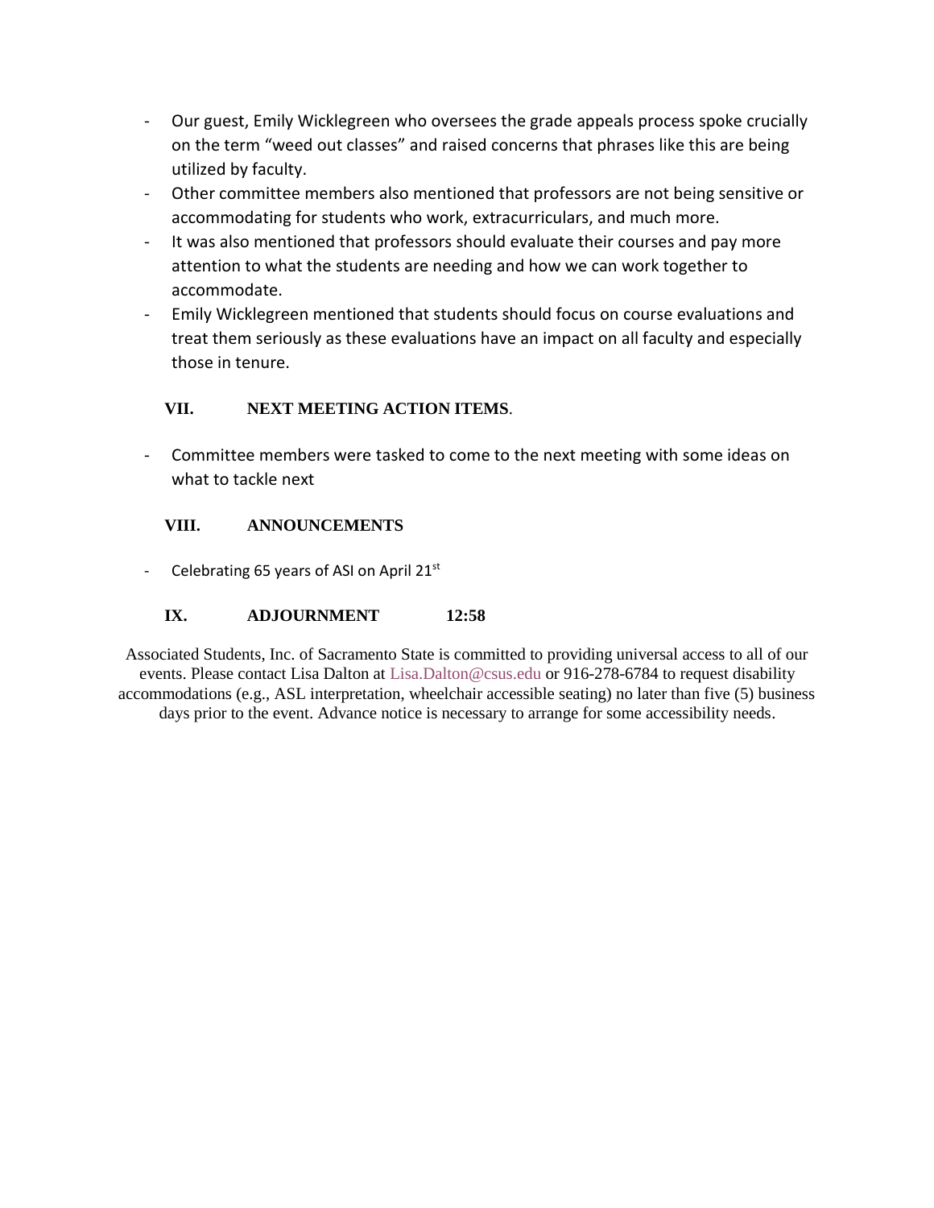- Our guest, Emily Wicklegreen who oversees the grade appeals process spoke crucially on the term "weed out classes" and raised concerns that phrases like this are being utilized by faculty.
- Other committee members also mentioned that professors are not being sensitive or accommodating for students who work, extracurriculars, and much more.
- It was also mentioned that professors should evaluate their courses and pay more attention to what the students are needing and how we can work together to accommodate.
- Emily Wicklegreen mentioned that students should focus on course evaluations and treat them seriously as these evaluations have an impact on all faculty and especially those in tenure.

## VII. NEXT MEETING ACTION ITEMS.

- Committee members were tasked to come to the next meeting with some ideas on what to tackle next

## VIII. ANNOUNCEMENTS

- Celebrating 65 years of ASI on April 21st

## IX. ADJOURNMENT 12:58

Associated Students, Inc. of Sacramento State is committed to providing universal access to all of our events. Please contact Lisa Dalton at Lisa.Dalton@csus.edu or 916-278-6784 to request disability accommodations (e.g., ASL interpretation, wheelchair accessible seating) no later than five (5) business days prior to the event. Advance notice is necessary to arrange for some accessibility needs.